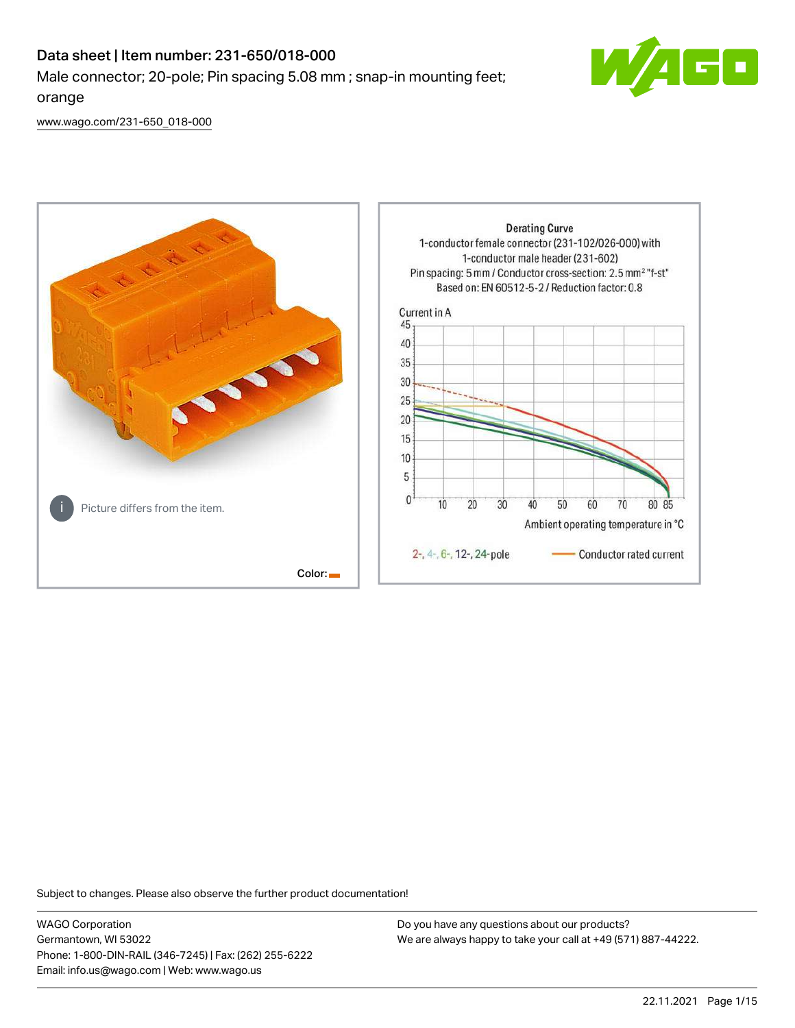# Data sheet | Item number: 231-650/018-000

Male connector; 20-pole; Pin spacing 5.08 mm ; snap-in mounting feet; orange

www.wago.com/231-650_018-000

Picture differs from the item.

Color:

Derating Curve
1-conductor female connector (231-102/026-000) with 1-conductor male header (231-602)
Pin spacing: 5 mm / Conductor cross-section: 2.5 mm² "f-st"
Based on: EN 60512-5-2 / Reduction factor: 0.8

Current in A

Ambient operating temperature in °C

2-, 4-, 6-, 12-, 24-pole — Conductor rated current

Subject to changes. Please also observe the further product documentation!

WAGO Corporation
Germantown, WI 53022
Phone: 1-800-DIN-RAIL (346-7245) | Fax: (262) 255-6222
Email: info.us@wago.com | Web: www.wago.us

Do you have any questions about our products?
We are always happy to take your call at +49 (571) 887-44222.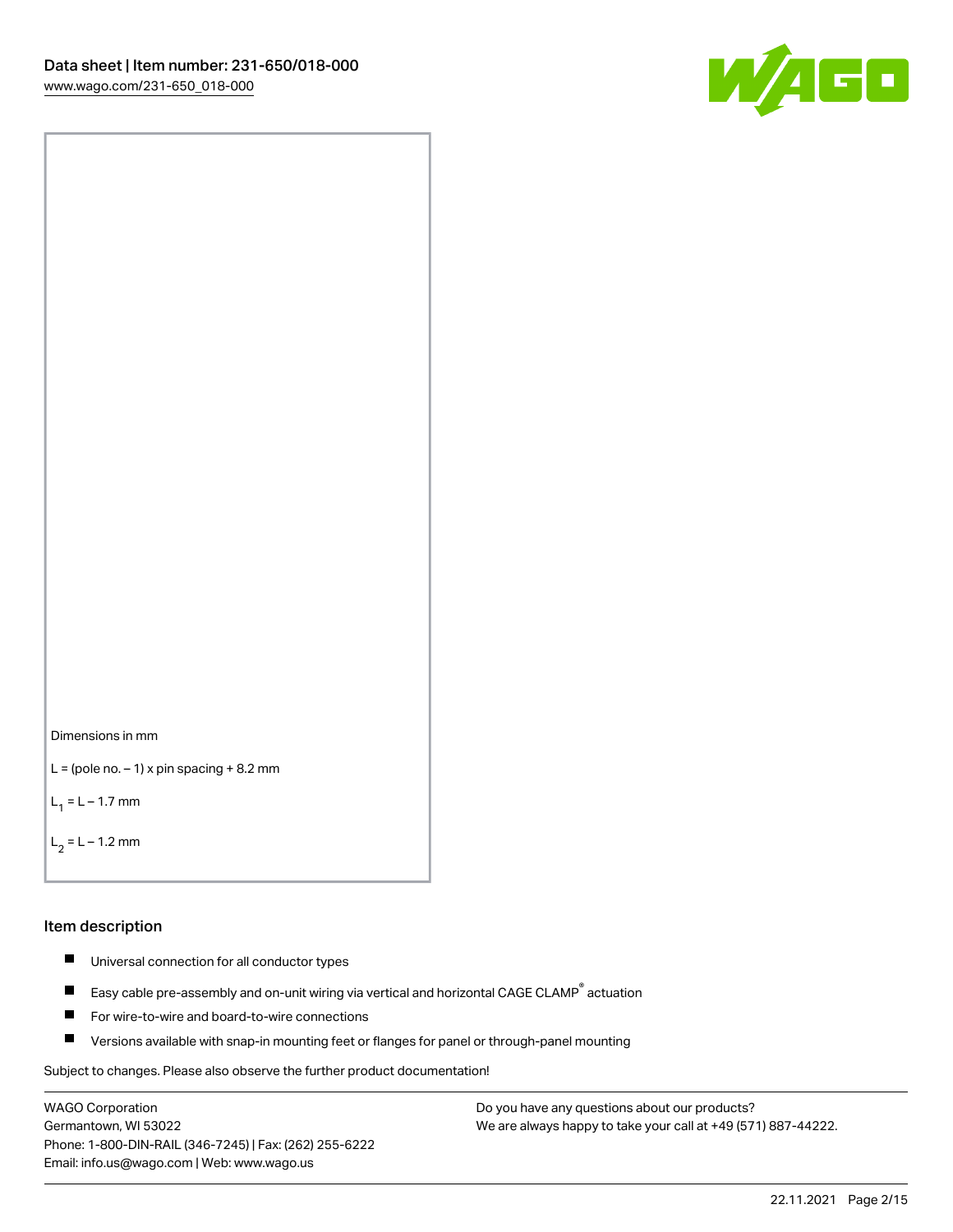Dimensions in mm

L = (pole no. – 1) x pin spacing + 8.2 mm

$L_1$ = L – 1.7 mm

$L_2$ = L – 1.2 mm

## Item description

- Universal connection for all conductor types
- Easy cable pre-assembly and on-unit wiring via vertical and horizontal CAGE CLAMP® actuation
- For wire-to-wire and board-to-wire connections
- Versions available with snap-in mounting feet or flanges for panel or through-panel mounting

Subject to changes. Please also observe the further product documentation!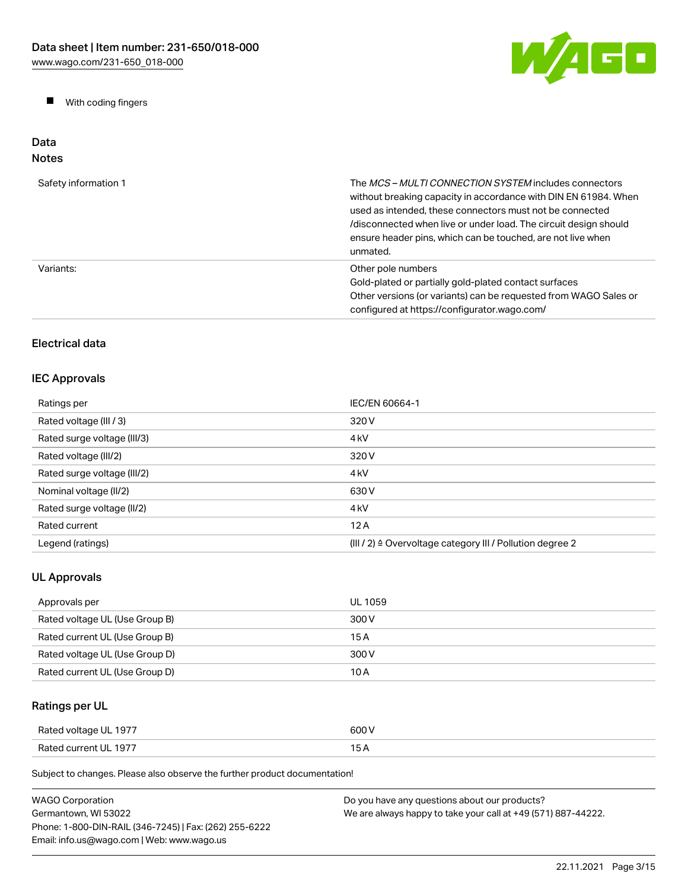- With coding fingers

## Data

### Notes

| | |
|---|---|
| Safety information 1 | The *MCS – MULTI CONNECTION SYSTEM* includes connectors without breaking capacity in accordance with DIN EN 61984. When used as intended, these connectors must not be connected /disconnected when live or under load. The circuit design should ensure header pins, which can be touched, are not live when unmated. |
| Variants: | Other pole numbers<br>Gold-plated or partially gold-plated contact surfaces<br>Other versions (or variants) can be requested from WAGO Sales or configured at https://configurator.wago.com/ |

### Electrical data

### IEC Approvals

| | |
|---|---|
| Ratings per | IEC/EN 60664-1 |
| Rated voltage (III / 3) | 320 V |
| Rated surge voltage (III/3) | 4 kV |
| Rated voltage (III/2) | 320 V |
| Rated surge voltage (III/2) | 4 kV |
| Nominal voltage (II/2) | 630 V |
| Rated surge voltage (II/2) | 4 kV |
| Rated current | 12 A |
| Legend (ratings) | (III / 2) ≙ Overvoltage category III / Pollution degree 2 |

### UL Approvals

| | |
|---|---|
| Approvals per | UL 1059 |
| Rated voltage UL (Use Group B) | 300 V |
| Rated current UL (Use Group B) | 15 A |
| Rated voltage UL (Use Group D) | 300 V |
| Rated current UL (Use Group D) | 10 A |

### Ratings per UL

| | |
|---|---|
| Rated voltage UL 1977 | 600 V |
| Rated current UL 1977 | 15 A |

Subject to changes. Please also observe the further product documentation!

WAGO Corporation
Germantown, WI 53022
Phone: 1-800-DIN-RAIL (346-7245) | Fax: (262) 255-6222
Email: info.us@wago.com | Web: www.wago.us

Do you have any questions about our products?
We are always happy to take your call at +49 (571) 887-44222.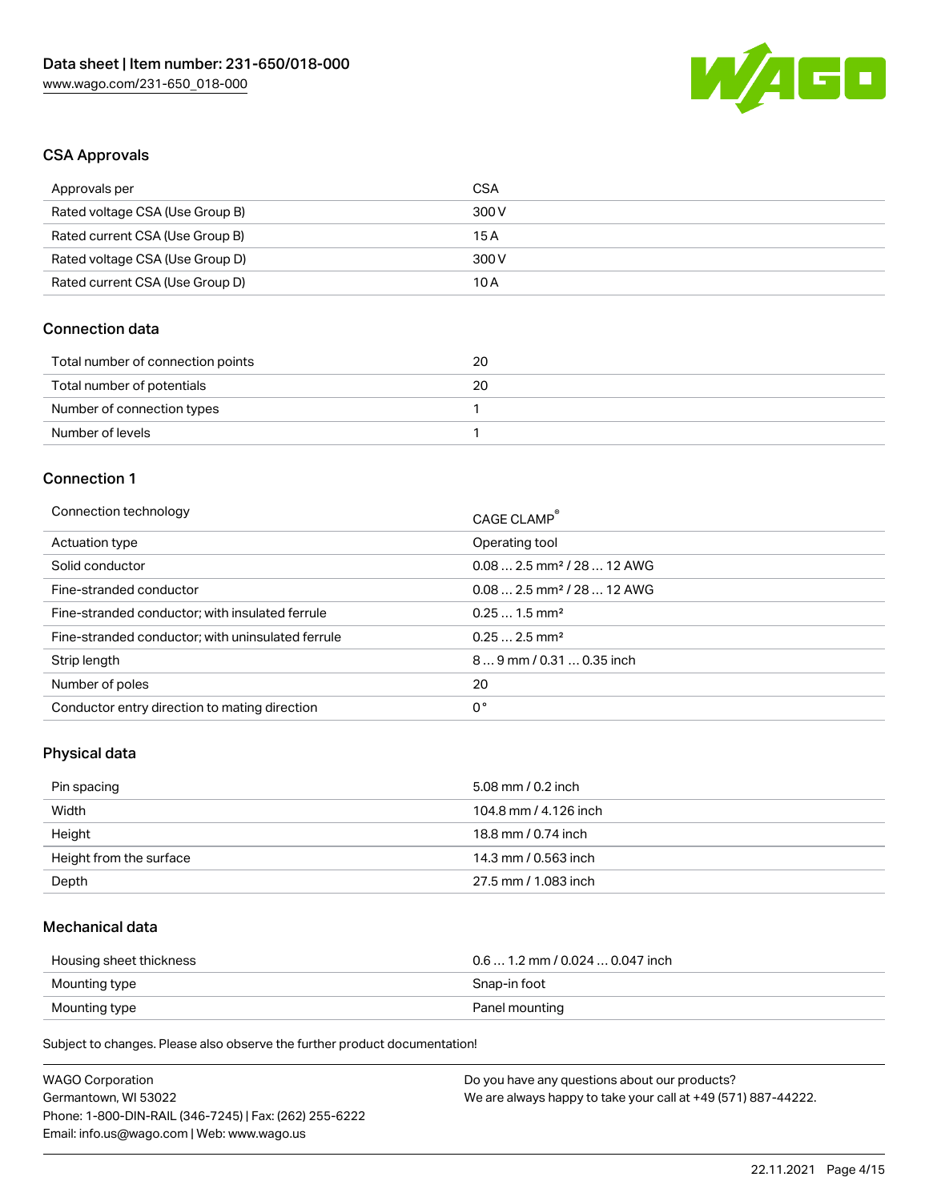## CSA Approvals

| Approvals per | CSA |
| --- | --- |
| Rated voltage CSA (Use Group B) | 300 V |
| Rated current CSA (Use Group B) | 15 A |
| Rated voltage CSA (Use Group D) | 300 V |
| Rated current CSA (Use Group D) | 10 A |

## Connection data

| Total number of connection points | 20 |
| --- | --- |
| Total number of potentials | 20 |
| Number of connection types | 1 |
| Number of levels | 1 |

## Connection 1

| Connection technology | CAGE CLAMP® |
| --- | --- |
| Actuation type | Operating tool |
| Solid conductor | 0.08 … 2.5 mm² / 28 … 12 AWG |
| Fine-stranded conductor | 0.08 … 2.5 mm² / 28 … 12 AWG |
| Fine-stranded conductor; with insulated ferrule | 0.25 … 1.5 mm² |
| Fine-stranded conductor; with uninsulated ferrule | 0.25 … 2.5 mm² |
| Strip length | 8 … 9 mm / 0.31 … 0.35 inch |
| Number of poles | 20 |
| Conductor entry direction to mating direction | 0 ° |

## Physical data

| Pin spacing | 5.08 mm / 0.2 inch |
| --- | --- |
| Width | 104.8 mm / 4.126 inch |
| Height | 18.8 mm / 0.74 inch |
| Height from the surface | 14.3 mm / 0.563 inch |
| Depth | 27.5 mm / 1.083 inch |

## Mechanical data

| Housing sheet thickness | 0.6 … 1.2 mm / 0.024 … 0.047 inch |
| --- | --- |
| Mounting type | Snap-in foot |
| Mounting type | Panel mounting |

Subject to changes. Please also observe the further product documentation!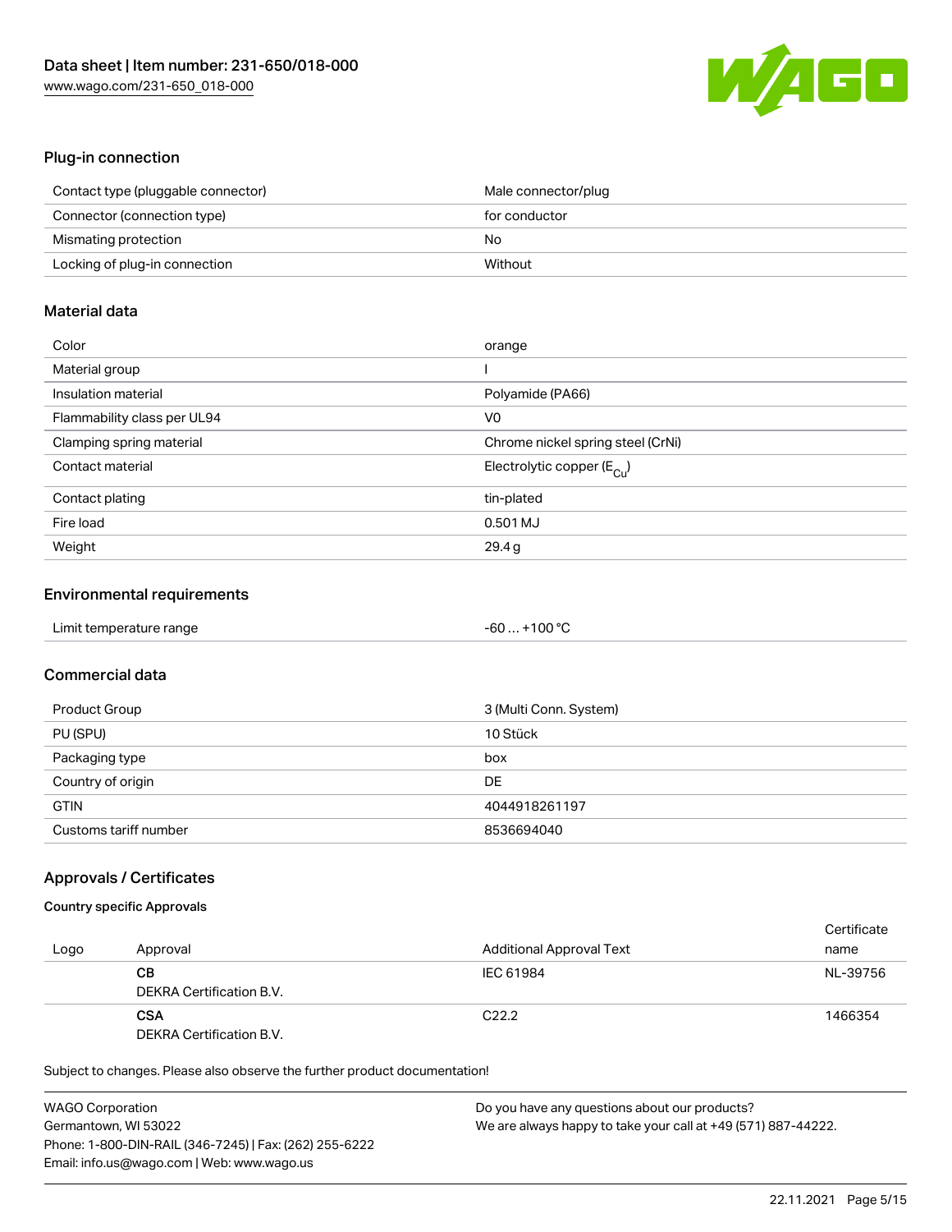## Plug-in connection

| | |
|---|---|
| Contact type (pluggable connector) | Male connector/plug |
| Connector (connection type) | for conductor |
| Mismating protection | No |
| Locking of plug-in connection | Without |

## Material data

| | |
|---|---|
| Color | orange |
| Material group | I |
| Insulation material | Polyamide (PA66) |
| Flammability class per UL94 | V0 |
| Clamping spring material | Chrome nickel spring steel (CrNi) |
| Contact material | Electrolytic copper ($E_{Cu}$) |
| Contact plating | tin-plated |
| Fire load | 0.501 MJ |
| Weight | 29.4 g |

## Environmental requirements

| | |
|---|---|
| Limit temperature range | -60 … +100 °C |

## Commercial data

| | |
|---|---|
| Product Group | 3 (Multi Conn. System) |
| PU (SPU) | 10 Stück |
| Packaging type | box |
| Country of origin | DE |
| GTIN | 4044918261197 |
| Customs tariff number | 8536694040 |

## Approvals / Certificates

### Country specific Approvals

| Logo | Approval | Additional Approval Text | Certificate name |
|---|---|---|---|
| | **CB**<br>DEKRA Certification B.V. | IEC 61984 | NL-39756 |
| | **CSA**<br>DEKRA Certification B.V. | C22.2 | 1466354 |

Subject to changes. Please also observe the further product documentation!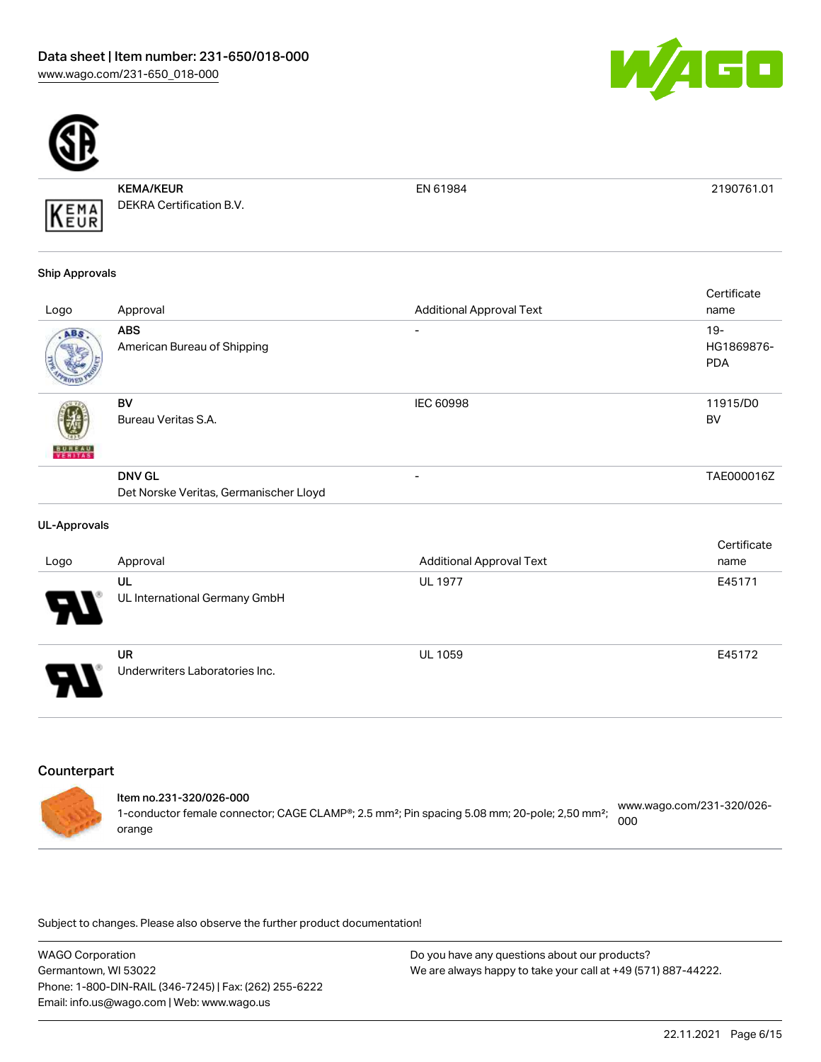| Logo | Approval | Additional Approval Text | Certificate name |
|---|---|---|---|
| | **KEMA/KEUR**<br>DEKRA Certification B.V. | EN 61984 | 2190761.01 |

### Ship Approvals

| Logo | Approval | Additional Approval Text | Certificate name |
|---|---|---|---|
| | **ABS**<br>American Bureau of Shipping | - | 19-HG1869876-PDA |
| | **BV**<br>Bureau Veritas S.A. | IEC 60998 | 11915/D0 BV |
| | **DNV GL**<br>Det Norske Veritas, Germanischer Lloyd | - | TAE000016Z |

### UL-Approvals

| Logo | Approval | Additional Approval Text | Certificate name |
|---|---|---|---|
| | **UL**<br>UL International Germany GmbH | UL 1977 | E45171 |
| | **UR**<br>Underwriters Laboratories Inc. | UL 1059 | E45172 |

## Counterpart

**Item no.231-320/026-000**
1-conductor female connector; CAGE CLAMP®; 2.5 mm²; Pin spacing 5.08 mm; 20-pole; 2,50 mm²; orange

www.wago.com/231-320/026-000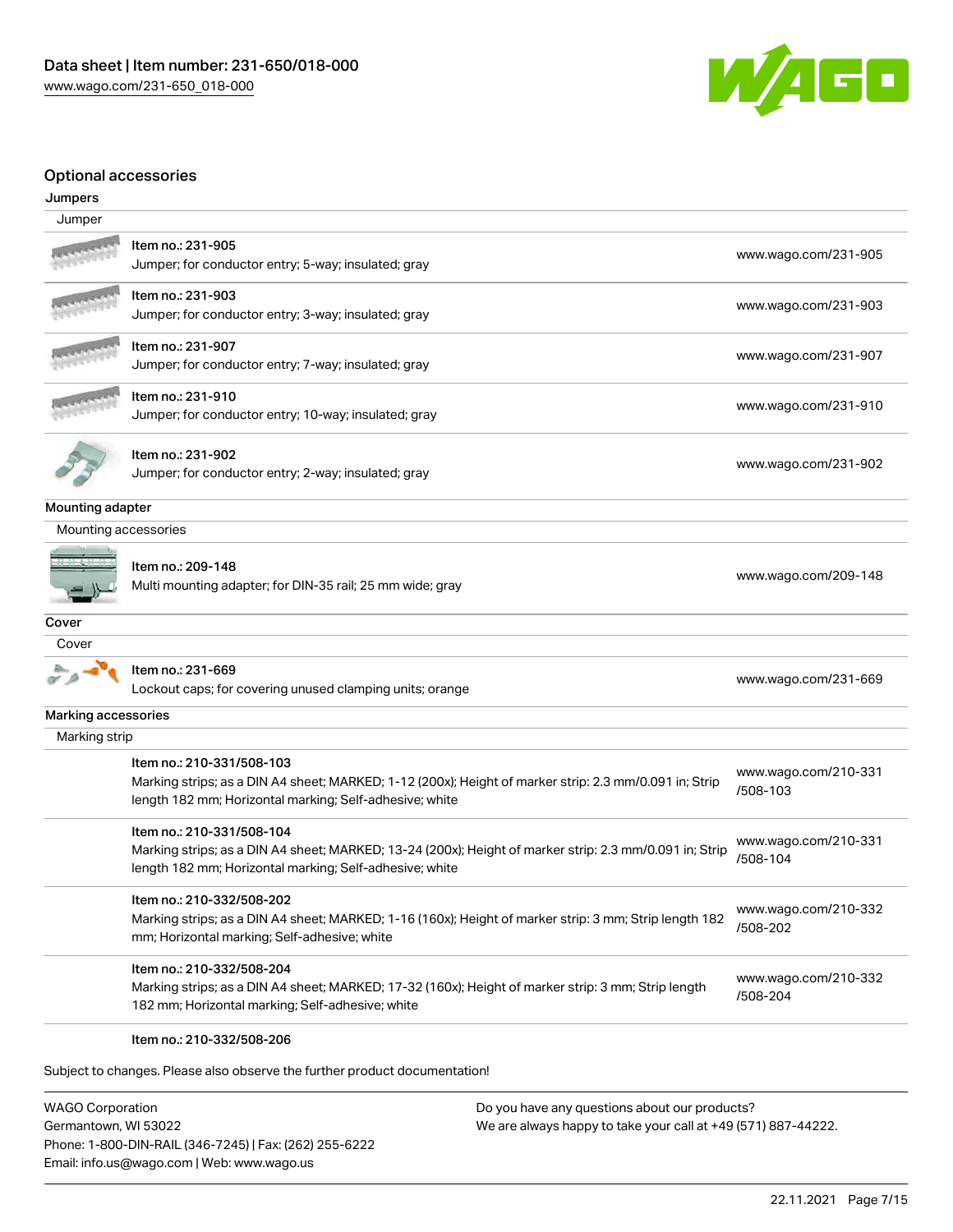## Optional accessories

### Jumpers

| Jumper | |
|---|---|
| Item no.: 231-905<br>Jumper; for conductor entry; 5-way; insulated; gray | www.wago.com/231-905 |
| Item no.: 231-903<br>Jumper; for conductor entry; 3-way; insulated; gray | www.wago.com/231-903 |
| Item no.: 231-907<br>Jumper; for conductor entry; 7-way; insulated; gray | www.wago.com/231-907 |
| Item no.: 231-910<br>Jumper; for conductor entry; 10-way; insulated; gray | www.wago.com/231-910 |
| Item no.: 231-902<br>Jumper; for conductor entry; 2-way; insulated; gray | www.wago.com/231-902 |

### Mounting adapter

| Mounting accessories | |
|---|---|
| Item no.: 209-148<br>Multi mounting adapter; for DIN-35 rail; 25 mm wide; gray | www.wago.com/209-148 |

### Cover

| Cover | |
|---|---|
| Item no.: 231-669<br>Lockout caps; for covering unused clamping units; orange | www.wago.com/231-669 |

### Marking accessories

| Marking strip | |
|---|---|
| Item no.: 210-331/508-103<br>Marking strips; as a DIN A4 sheet; MARKED; 1-12 (200x); Height of marker strip: 2.3 mm/0.091 in; Strip length 182 mm; Horizontal marking; Self-adhesive; white | www.wago.com/210-331/508-103 |
| Item no.: 210-331/508-104<br>Marking strips; as a DIN A4 sheet; MARKED; 13-24 (200x); Height of marker strip: 2.3 mm/0.091 in; Strip length 182 mm; Horizontal marking; Self-adhesive; white | www.wago.com/210-331/508-104 |
| Item no.: 210-332/508-202<br>Marking strips; as a DIN A4 sheet; MARKED; 1-16 (160x); Height of marker strip: 3 mm; Strip length 182 mm; Horizontal marking; Self-adhesive; white | www.wago.com/210-332/508-202 |
| Item no.: 210-332/508-204<br>Marking strips; as a DIN A4 sheet; MARKED; 17-32 (160x); Height of marker strip: 3 mm; Strip length 182 mm; Horizontal marking; Self-adhesive; white | www.wago.com/210-332/508-204 |
| Item no.: 210-332/508-206 | |

Subject to changes. Please also observe the further product documentation!

WAGO Corporation
Germantown, WI 53022
Phone: 1-800-DIN-RAIL (346-7245) | Fax: (262) 255-6222
Email: info.us@wago.com | Web: www.wago.us

Do you have any questions about our products?
We are always happy to take your call at +49 (571) 887-44222.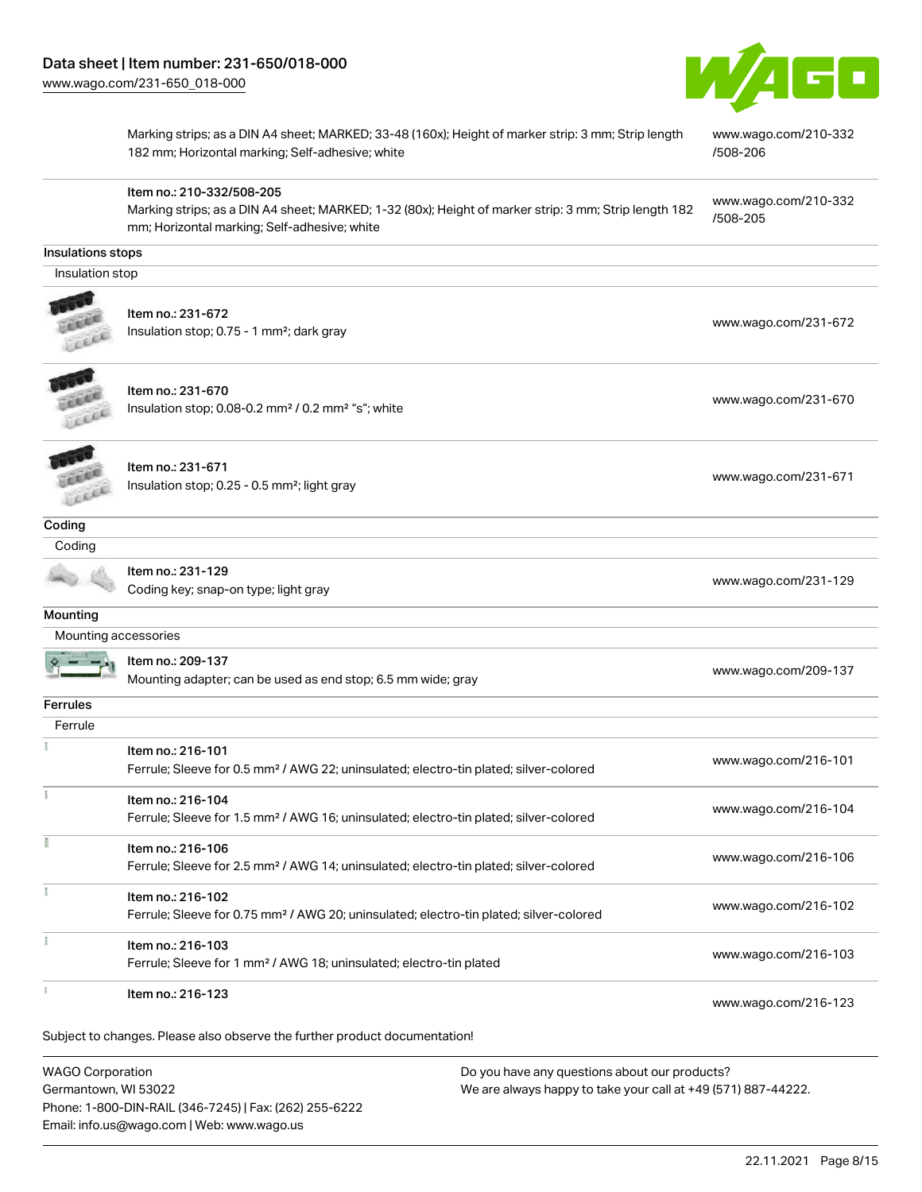| | | |
|---|---|---|
| | Marking strips; as a DIN A4 sheet; MARKED; 33-48 (160x); Height of marker strip: 3 mm; Strip length 182 mm; Horizontal marking; Self-adhesive; white | www.wago.com/210-332/508-206 |
| | Item no.: 210-332/508-205<br>Marking strips; as a DIN A4 sheet; MARKED; 1-32 (80x); Height of marker strip: 3 mm; Strip length 182 mm; Horizontal marking; Self-adhesive; white | www.wago.com/210-332/508-205 |

**Insulations stops**

Insulation stop

| | | |
|---|---|---|
| | Item no.: 231-672<br>Insulation stop; 0.75 - 1 mm²; dark gray | www.wago.com/231-672 |
| | Item no.: 231-670<br>Insulation stop; 0.08-0.2 mm² / 0.2 mm² "s"; white | www.wago.com/231-670 |
| | Item no.: 231-671<br>Insulation stop; 0.25 - 0.5 mm²; light gray | www.wago.com/231-671 |

**Coding**

Coding

| | | |
|---|---|---|
| | Item no.: 231-129<br>Coding key; snap-on type; light gray | www.wago.com/231-129 |

**Mounting**

Mounting accessories

| | | |
|---|---|---|
| | Item no.: 209-137<br>Mounting adapter; can be used as end stop; 6.5 mm wide; gray | www.wago.com/209-137 |

**Ferrules**

Ferrule

| | | |
|---|---|---|
| | Item no.: 216-101<br>Ferrule; Sleeve for 0.5 mm² / AWG 22; uninsulated; electro-tin plated; silver-colored | www.wago.com/216-101 |
| | Item no.: 216-104<br>Ferrule; Sleeve for 1.5 mm² / AWG 16; uninsulated; electro-tin plated; silver-colored | www.wago.com/216-104 |
| | Item no.: 216-106<br>Ferrule; Sleeve for 2.5 mm² / AWG 14; uninsulated; electro-tin plated; silver-colored | www.wago.com/216-106 |
| | Item no.: 216-102<br>Ferrule; Sleeve for 0.75 mm² / AWG 20; uninsulated; electro-tin plated; silver-colored | www.wago.com/216-102 |
| | Item no.: 216-103<br>Ferrule; Sleeve for 1 mm² / AWG 18; uninsulated; electro-tin plated | www.wago.com/216-103 |
| | Item no.: 216-123 | www.wago.com/216-123 |

Subject to changes. Please also observe the further product documentation!

WAGO Corporation
Germantown, WI 53022
Phone: 1-800-DIN-RAIL (346-7245) | Fax: (262) 255-6222
Email: info.us@wago.com | Web: www.wago.us

Do you have any questions about our products?
We are always happy to take your call at +49 (571) 887-44222.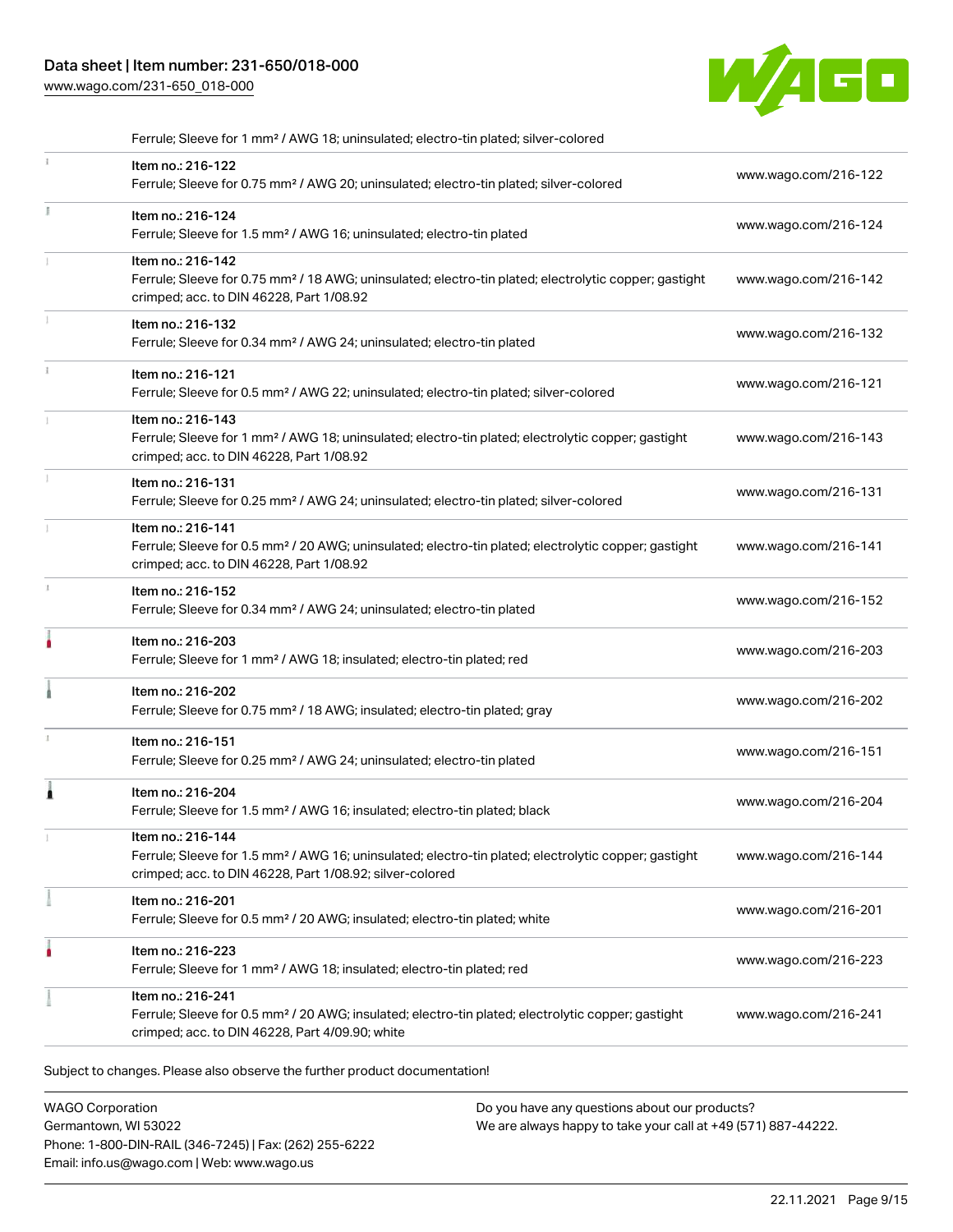| | | |
|---|---|---|
| | Ferrule; Sleeve for 1 mm² / AWG 18; uninsulated; electro-tin plated; silver-colored | |
| | Item no.: 216-122<br>Ferrule; Sleeve for 0.75 mm² / AWG 20; uninsulated; electro-tin plated; silver-colored | www.wago.com/216-122 |
| | Item no.: 216-124<br>Ferrule; Sleeve for 1.5 mm² / AWG 16; uninsulated; electro-tin plated | www.wago.com/216-124 |
| | Item no.: 216-142<br>Ferrule; Sleeve for 0.75 mm² / 18 AWG; uninsulated; electro-tin plated; electrolytic copper; gastight crimped; acc. to DIN 46228, Part 1/08.92 | www.wago.com/216-142 |
| | Item no.: 216-132<br>Ferrule; Sleeve for 0.34 mm² / AWG 24; uninsulated; electro-tin plated | www.wago.com/216-132 |
| | Item no.: 216-121<br>Ferrule; Sleeve for 0.5 mm² / AWG 22; uninsulated; electro-tin plated; silver-colored | www.wago.com/216-121 |
| | Item no.: 216-143<br>Ferrule; Sleeve for 1 mm² / AWG 18; uninsulated; electro-tin plated; electrolytic copper; gastight crimped; acc. to DIN 46228, Part 1/08.92 | www.wago.com/216-143 |
| | Item no.: 216-131<br>Ferrule; Sleeve for 0.25 mm² / AWG 24; uninsulated; electro-tin plated; silver-colored | www.wago.com/216-131 |
| | Item no.: 216-141<br>Ferrule; Sleeve for 0.5 mm² / 20 AWG; uninsulated; electro-tin plated; electrolytic copper; gastight crimped; acc. to DIN 46228, Part 1/08.92 | www.wago.com/216-141 |
| | Item no.: 216-152<br>Ferrule; Sleeve for 0.34 mm² / AWG 24; uninsulated; electro-tin plated | www.wago.com/216-152 |
| | Item no.: 216-203<br>Ferrule; Sleeve for 1 mm² / AWG 18; insulated; electro-tin plated; red | www.wago.com/216-203 |
| | Item no.: 216-202<br>Ferrule; Sleeve for 0.75 mm² / 18 AWG; insulated; electro-tin plated; gray | www.wago.com/216-202 |
| | Item no.: 216-151<br>Ferrule; Sleeve for 0.25 mm² / AWG 24; uninsulated; electro-tin plated | www.wago.com/216-151 |
| | Item no.: 216-204<br>Ferrule; Sleeve for 1.5 mm² / AWG 16; insulated; electro-tin plated; black | www.wago.com/216-204 |
| | Item no.: 216-144<br>Ferrule; Sleeve for 1.5 mm² / AWG 16; uninsulated; electro-tin plated; electrolytic copper; gastight crimped; acc. to DIN 46228, Part 1/08.92; silver-colored | www.wago.com/216-144 |
| | Item no.: 216-201<br>Ferrule; Sleeve for 0.5 mm² / 20 AWG; insulated; electro-tin plated; white | www.wago.com/216-201 |
| | Item no.: 216-223<br>Ferrule; Sleeve for 1 mm² / AWG 18; insulated; electro-tin plated; red | www.wago.com/216-223 |
| | Item no.: 216-241<br>Ferrule; Sleeve for 0.5 mm² / 20 AWG; insulated; electro-tin plated; electrolytic copper; gastight crimped; acc. to DIN 46228, Part 4/09.90; white | www.wago.com/216-241 |

Subject to changes. Please also observe the further product documentation!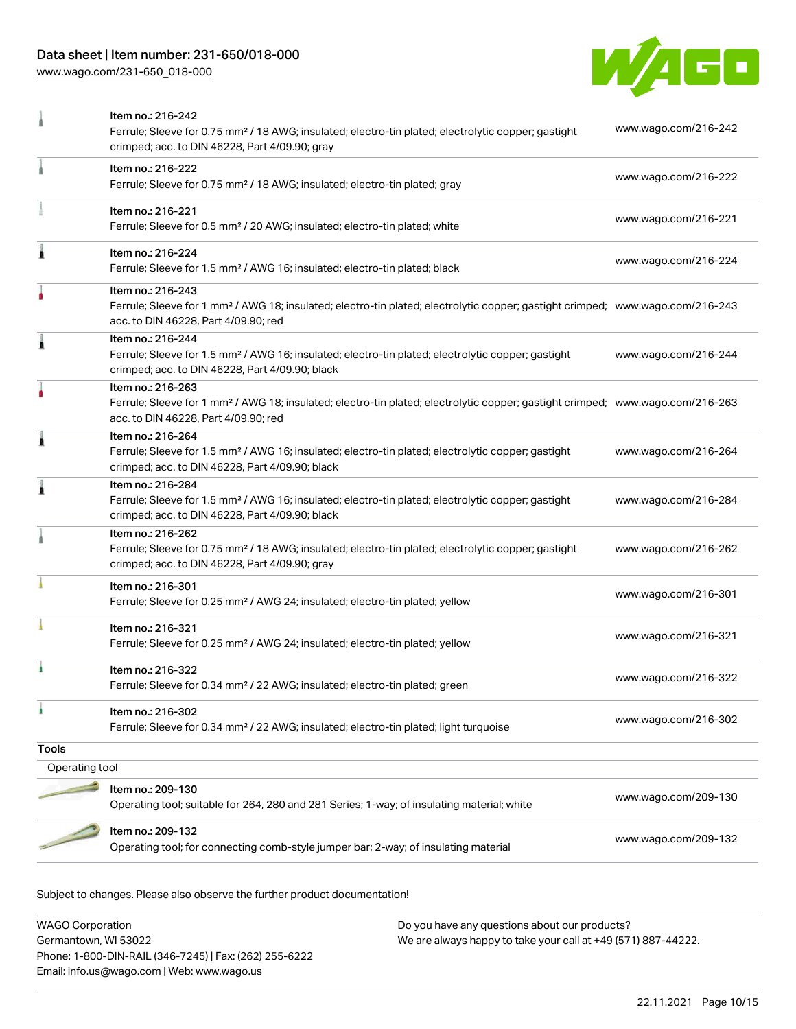| Item | Link |
| --- | --- |
| Item no.: 216-242<br>Ferrule; Sleeve for 0.75 mm² / 18 AWG; insulated; electro-tin plated; electrolytic copper; gastight crimped; acc. to DIN 46228, Part 4/09.90; gray | www.wago.com/216-242 |
| Item no.: 216-222<br>Ferrule; Sleeve for 0.75 mm² / 18 AWG; insulated; electro-tin plated; gray | www.wago.com/216-222 |
| Item no.: 216-221<br>Ferrule; Sleeve for 0.5 mm² / 20 AWG; insulated; electro-tin plated; white | www.wago.com/216-221 |
| Item no.: 216-224<br>Ferrule; Sleeve for 1.5 mm² / AWG 16; insulated; electro-tin plated; black | www.wago.com/216-224 |
| Item no.: 216-243<br>Ferrule; Sleeve for 1 mm² / AWG 18; insulated; electro-tin plated; electrolytic copper; gastight crimped; acc. to DIN 46228, Part 4/09.90; red | www.wago.com/216-243 |
| Item no.: 216-244<br>Ferrule; Sleeve for 1.5 mm² / AWG 16; insulated; electro-tin plated; electrolytic copper; gastight crimped; acc. to DIN 46228, Part 4/09.90; black | www.wago.com/216-244 |
| Item no.: 216-263<br>Ferrule; Sleeve for 1 mm² / AWG 18; insulated; electro-tin plated; electrolytic copper; gastight crimped; acc. to DIN 46228, Part 4/09.90; red | www.wago.com/216-263 |
| Item no.: 216-264<br>Ferrule; Sleeve for 1.5 mm² / AWG 16; insulated; electro-tin plated; electrolytic copper; gastight crimped; acc. to DIN 46228, Part 4/09.90; black | www.wago.com/216-264 |
| Item no.: 216-284<br>Ferrule; Sleeve for 1.5 mm² / AWG 16; insulated; electro-tin plated; electrolytic copper; gastight crimped; acc. to DIN 46228, Part 4/09.90; black | www.wago.com/216-284 |
| Item no.: 216-262<br>Ferrule; Sleeve for 0.75 mm² / 18 AWG; insulated; electro-tin plated; electrolytic copper; gastight crimped; acc. to DIN 46228, Part 4/09.90; gray | www.wago.com/216-262 |
| Item no.: 216-301<br>Ferrule; Sleeve for 0.25 mm² / AWG 24; insulated; electro-tin plated; yellow | www.wago.com/216-301 |
| Item no.: 216-321<br>Ferrule; Sleeve for 0.25 mm² / AWG 24; insulated; electro-tin plated; yellow | www.wago.com/216-321 |
| Item no.: 216-322<br>Ferrule; Sleeve for 0.34 mm² / 22 AWG; insulated; electro-tin plated; green | www.wago.com/216-322 |
| Item no.: 216-302<br>Ferrule; Sleeve for 0.34 mm² / 22 AWG; insulated; electro-tin plated; light turquoise | www.wago.com/216-302 |

## Tools

Operating tool

| Item | Link |
| --- | --- |
| Item no.: 209-130<br>Operating tool; suitable for 264, 280 and 281 Series; 1-way; of insulating material; white | www.wago.com/209-130 |
| Item no.: 209-132<br>Operating tool; for connecting comb-style jumper bar; 2-way; of insulating material | www.wago.com/209-132 |

Subject to changes. Please also observe the further product documentation!

WAGO Corporation
Germantown, WI 53022
Phone: 1-800-DIN-RAIL (346-7245) | Fax: (262) 255-6222
Email: info.us@wago.com | Web: www.wago.us

Do you have any questions about our products?
We are always happy to take your call at +49 (571) 887-44222.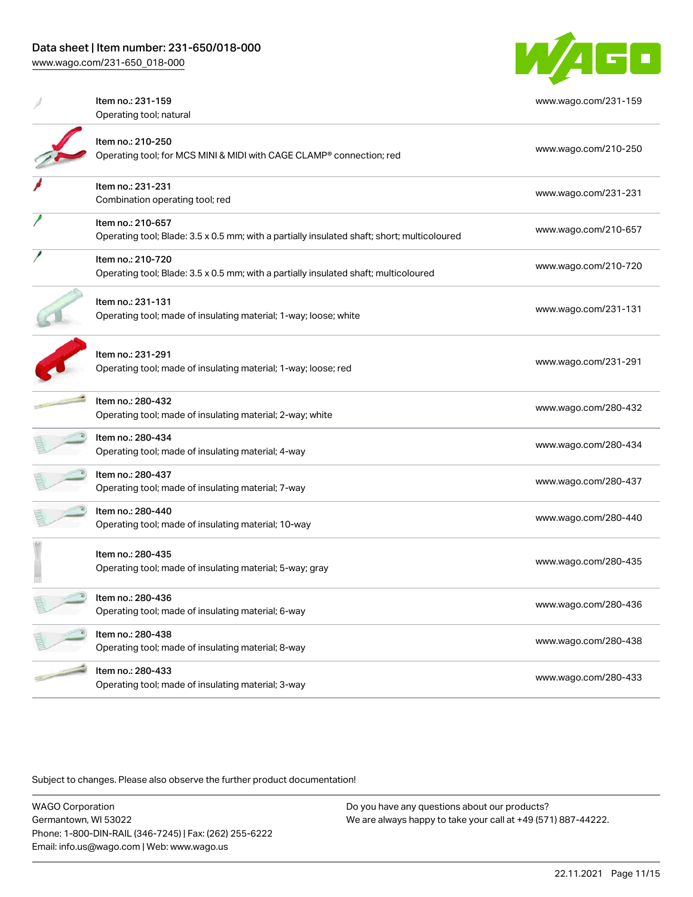| Item | URL |
|---|---|
| Item no.: 231-159<br>Operating tool; natural | www.wago.com/231-159 |
| Item no.: 210-250<br>Operating tool; for MCS MINI & MIDI with CAGE CLAMP® connection; red | www.wago.com/210-250 |
| Item no.: 231-231<br>Combination operating tool; red | www.wago.com/231-231 |
| Item no.: 210-657<br>Operating tool; Blade: 3.5 x 0.5 mm; with a partially insulated shaft; short; multicoloured | www.wago.com/210-657 |
| Item no.: 210-720<br>Operating tool; Blade: 3.5 x 0.5 mm; with a partially insulated shaft; multicoloured | www.wago.com/210-720 |
| Item no.: 231-131<br>Operating tool; made of insulating material; 1-way; loose; white | www.wago.com/231-131 |
| Item no.: 231-291<br>Operating tool; made of insulating material; 1-way; loose; red | www.wago.com/231-291 |
| Item no.: 280-432<br>Operating tool; made of insulating material; 2-way; white | www.wago.com/280-432 |
| Item no.: 280-434<br>Operating tool; made of insulating material; 4-way | www.wago.com/280-434 |
| Item no.: 280-437<br>Operating tool; made of insulating material; 7-way | www.wago.com/280-437 |
| Item no.: 280-440<br>Operating tool; made of insulating material; 10-way | www.wago.com/280-440 |
| Item no.: 280-435<br>Operating tool; made of insulating material; 5-way; gray | www.wago.com/280-435 |
| Item no.: 280-436<br>Operating tool; made of insulating material; 6-way | www.wago.com/280-436 |
| Item no.: 280-438<br>Operating tool; made of insulating material; 8-way | www.wago.com/280-438 |
| Item no.: 280-433<br>Operating tool; made of insulating material; 3-way | www.wago.com/280-433 |

Subject to changes. Please also observe the further product documentation!

WAGO Corporation
Germantown, WI 53022
Phone: 1-800-DIN-RAIL (346-7245) | Fax: (262) 255-6222
Email: info.us@wago.com | Web: www.wago.us

Do you have any questions about our products?
We are always happy to take your call at +49 (571) 887-44222.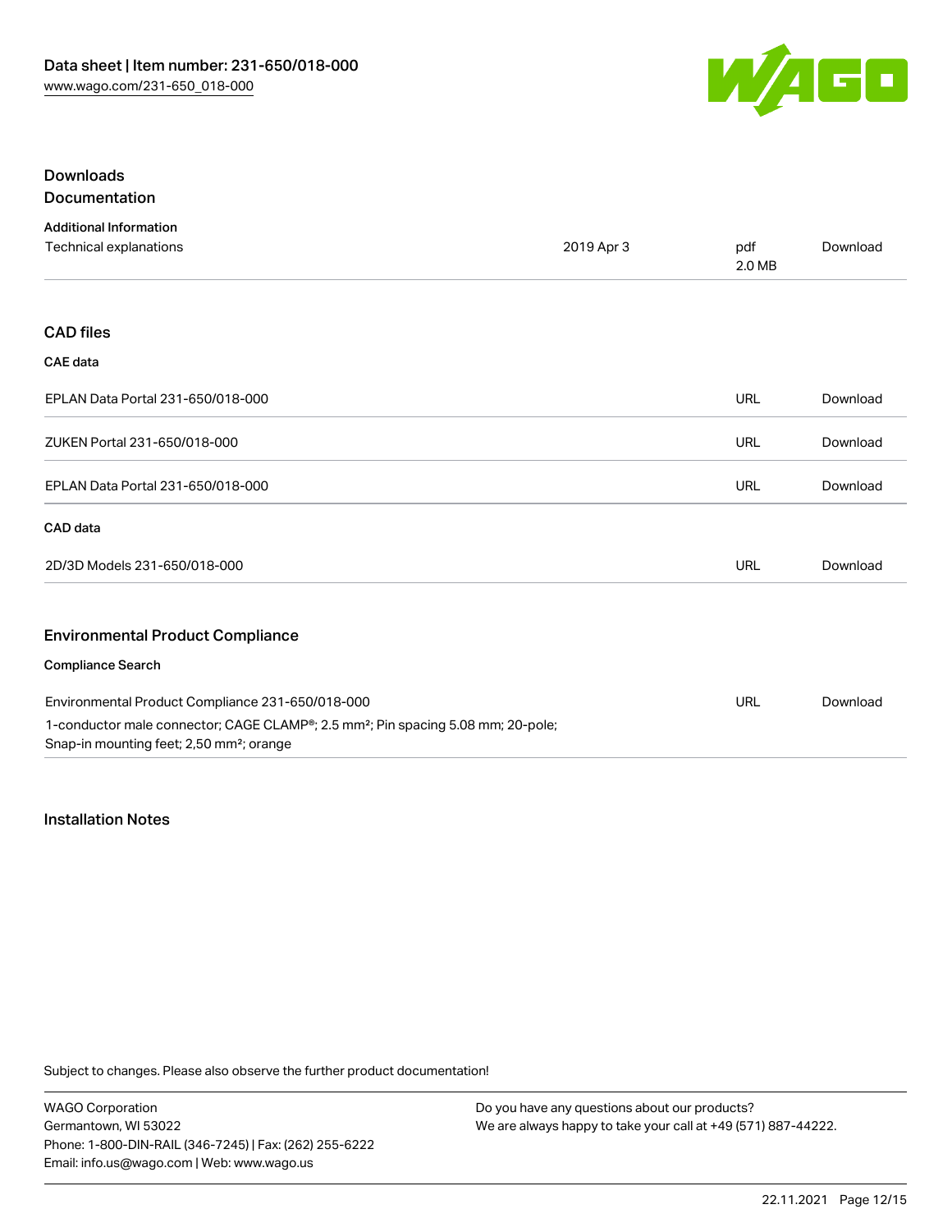## Downloads

### Documentation

**Additional Information**

| Technical explanations | 2019 Apr 3 | pdf 2.0 MB | Download |
| --- | --- | --- | --- |

### CAD files

**CAE data**

| | | |
| --- | --- | --- |
| EPLAN Data Portal 231-650/018-000 | URL | Download |
| ZUKEN Portal 231-650/018-000 | URL | Download |
| EPLAN Data Portal 231-650/018-000 | URL | Download |

**CAD data**

| | | |
| --- | --- | --- |
| 2D/3D Models 231-650/018-000 | URL | Download |

### Environmental Product Compliance

**Compliance Search**

| | | |
| --- | --- | --- |
| Environmental Product Compliance 231-650/018-000<br>1-conductor male connector; CAGE CLAMP®; 2.5 mm²; Pin spacing 5.08 mm; 20-pole; Snap-in mounting feet; 2,50 mm²; orange | URL | Download |

### Installation Notes

Subject to changes. Please also observe the further product documentation!

WAGO Corporation
Germantown, WI 53022
Phone: 1-800-DIN-RAIL (346-7245) | Fax: (262) 255-6222
Email: info.us@wago.com | Web: www.wago.us

Do you have any questions about our products?
We are always happy to take your call at +49 (571) 887-44222.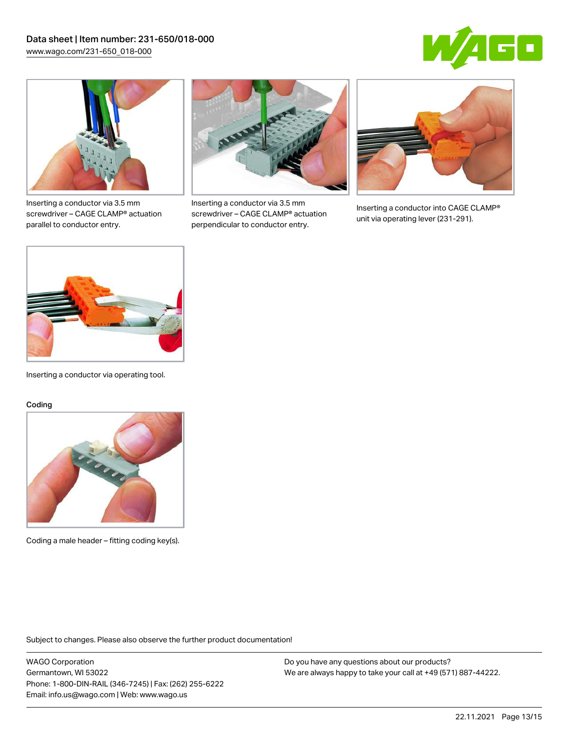Inserting a conductor via 3.5 mm screwdriver – CAGE CLAMP® actuation parallel to conductor entry.

Inserting a conductor via 3.5 mm screwdriver – CAGE CLAMP® actuation perpendicular to conductor entry.

Inserting a conductor into CAGE CLAMP® unit via operating lever (231-291).

Inserting a conductor via operating tool.

Coding

Coding a male header – fitting coding key(s).

Subject to changes. Please also observe the further product documentation!

WAGO Corporation
Germantown, WI 53022
Phone: 1-800-DIN-RAIL (346-7245) | Fax: (262) 255-6222
Email: info.us@wago.com | Web: www.wago.us

Do you have any questions about our products?
We are always happy to take your call at +49 (571) 887-44222.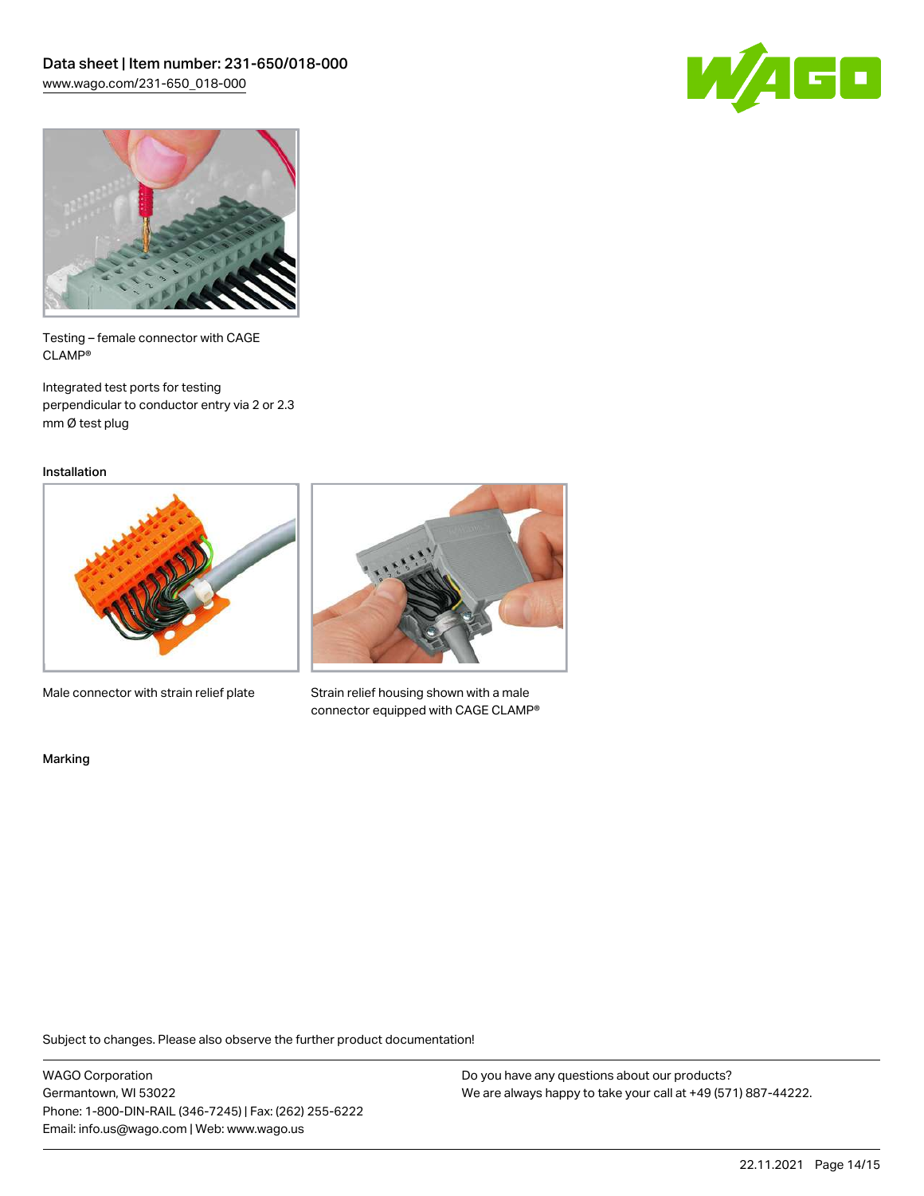Testing – female connector with CAGE CLAMP®

Integrated test ports for testing perpendicular to conductor entry via 2 or 2.3 mm Ø test plug

## Installation

Male connector with strain relief plate

Strain relief housing shown with a male connector equipped with CAGE CLAMP®

## Marking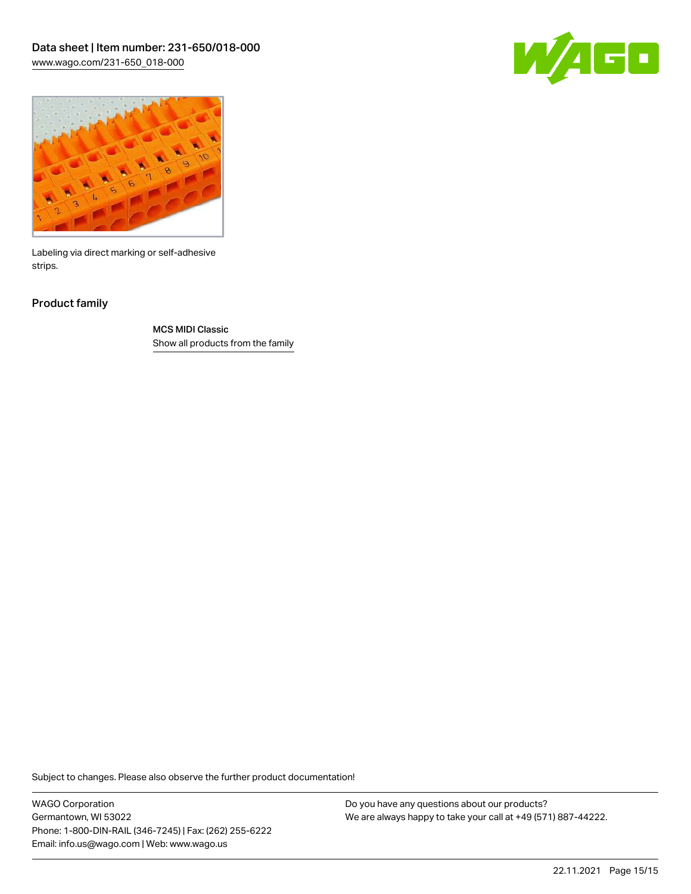Labeling via direct marking or self-adhesive strips.

## Product family

**MCS MIDI Classic**
Show all products from the family

Subject to changes. Please also observe the further product documentation!

WAGO Corporation
Germantown, WI 53022
Phone: 1-800-DIN-RAIL (346-7245) | Fax: (262) 255-6222
Email: info.us@wago.com | Web: www.wago.us

Do you have any questions about our products?
We are always happy to take your call at +49 (571) 887-44222.

22.11.2021